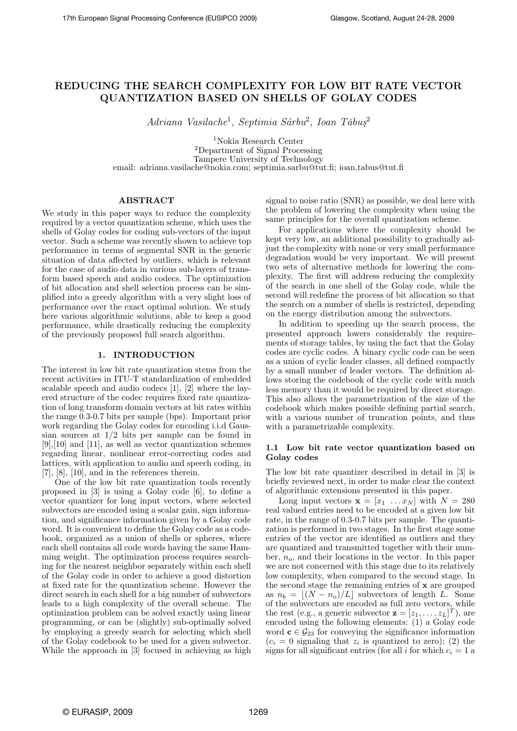# REDUCING THE SEARCH COMPLEXITY FOR LOW BIT RATE VECTOR QUANTIZATION BASED ON SHELLS OF GOLAY CODES

*Adriana Vasilache*[1], *Septimia Sârbu*[2], *Ioan Tăbuş*[2]

[1]Nokia Research Center
[2]Department of Signal Processing
Tampere University of Technology
email: adriana.vasilache@nokia.com; septimia.sarbu@tut.fi; ioan.tabus@tut.fi

## ABSTRACT

We study in this paper ways to reduce the complexity required by a vector quantization scheme, which uses the shells of Golay codes for coding sub-vectors of the input vector. Such a scheme was recently shown to achieve top performance in terms of segmental SNR in the generic situation of data affected by outliers, which is relevant for the case of audio data in various sub-layers of transform based speech and audio codecs. The optimization of bit allocation and shell selection process can be simplified into a greedy algorithm with a very slight loss of performance over the exact optimal solution. We study here various algorithmic solutions, able to keep a good performance, while drastically reducing the complexity of the previously proposed full search algorithm.

## 1. INTRODUCTION

The interest in low bit rate quantization stems from the recent activities in ITU-T standardization of embedded scalable speech and audio codecs [1], [2] where the layered structure of the codec requires fixed rate quantization of long transform domain vectors at bit rates within the range 0.3-0.7 bits per sample (bps). Important prior work regarding the Golay codes for encoding i.i.d Gaussian sources at 1/2 bits per sample can be found in [9],[10] and [11], as well as vector quantization schemes regarding linear, nonlinear error-correcting codes and lattices, with application to audio and speech coding, in [7], [8], [10], and in the references therein.

One of the low bit rate quantization tools recently proposed in [3] is using a Golay code [6], to define a vector quantizer for long input vectors, where selected subvectors are encoded using a scalar gain, sign information, and significance information given by a Golay code word. It is convenient to define the Golay code as a codebook, organized as a union of shells or spheres, where each shell contains all code words having the same Hamming weight. The optimization process requires searching for the nearest neighbor separately within each shell of the Golay code in order to achieve a good distortion at fixed rate for the quantization scheme. However the direct search in each shell for a big number of subvectors leads to a high complexity of the overall scheme. The optimization problem can be solved exactly using linear programming, or can be (slightly) sub-optimally solved by employing a greedy search for selecting which shell of the Golay codebook to be used for a given subvector. While the approach in [3] focused in achieving as high signal to noise ratio (SNR) as possible, we deal here with the problem of lowering the complexity when using the same principles for the overall quantization scheme.

For applications where the complexity should be kept very low, an additional possibility to gradually adjust the complexity with none or very small performance degradation would be very important. We will present two sets of alternative methods for lowering the complexity. The first will address reducing the complexity of the search in one shell of the Golay code, while the second will redefine the process of bit allocation so that the search on a number of shells is restricted, depending on the energy distribution among the subvectors.

In addition to speeding up the search process, the presented approach lowers considerably the requirements of storage tables, by using the fact that the Golay codes are cyclic codes. A binary cyclic code can be seen as a union of cyclic leader classes, all defined compactly by a small number of leader vectors. The definition allows storing the codebook of the cyclic code with much less memory than it would be required by direct storage. This also allows the parametrization of the size of the codebook which makes possible defining partial search, with a various number of truncation points, and thus with a parametrizable complexity.

### 1.1 Low bit rate vector quantization based on Golay codes

The low bit rate quantizer described in detail in [3] is briefly reviewed next, in order to make clear the context of algorithmic extensions presented in this paper.

Long input vectors $\mathbf{x} = [x_1 \; \dots x_N]$ with $N = 280$ real valued entries need to be encoded at a given low bit rate, in the range of 0.3-0.7 bits per sample. The quantization is performed in two stages. In the first stage some entries of the vector are identified as outliers and they are quantized and transmitted together with their number, $n_o$, and their locations in the vector. In this paper we are not concerned with this stage due to its relatively low complexity, when compared to the second stage. In the second stage the remaining entries of $\mathbf{x}$ are grouped as $n_b = \lfloor (N - n_o)/L \rfloor$ subvectors of length $L$. Some of the subvectors are encoded as full zero vectors, while the rest (e.g., a generic subvector $\mathbf{z} = [z_1, \dots, z_L]^T$), are encoded using the following elements: (1) a Golay code word $\mathbf{c} \in \mathcal{G}_{23}$ for conveying the significance information ($c_i = 0$ signaling that $z_i$ is quantized to zero); (2) the signs for all significant entries (for all $i$ for which $c_i = 1$ a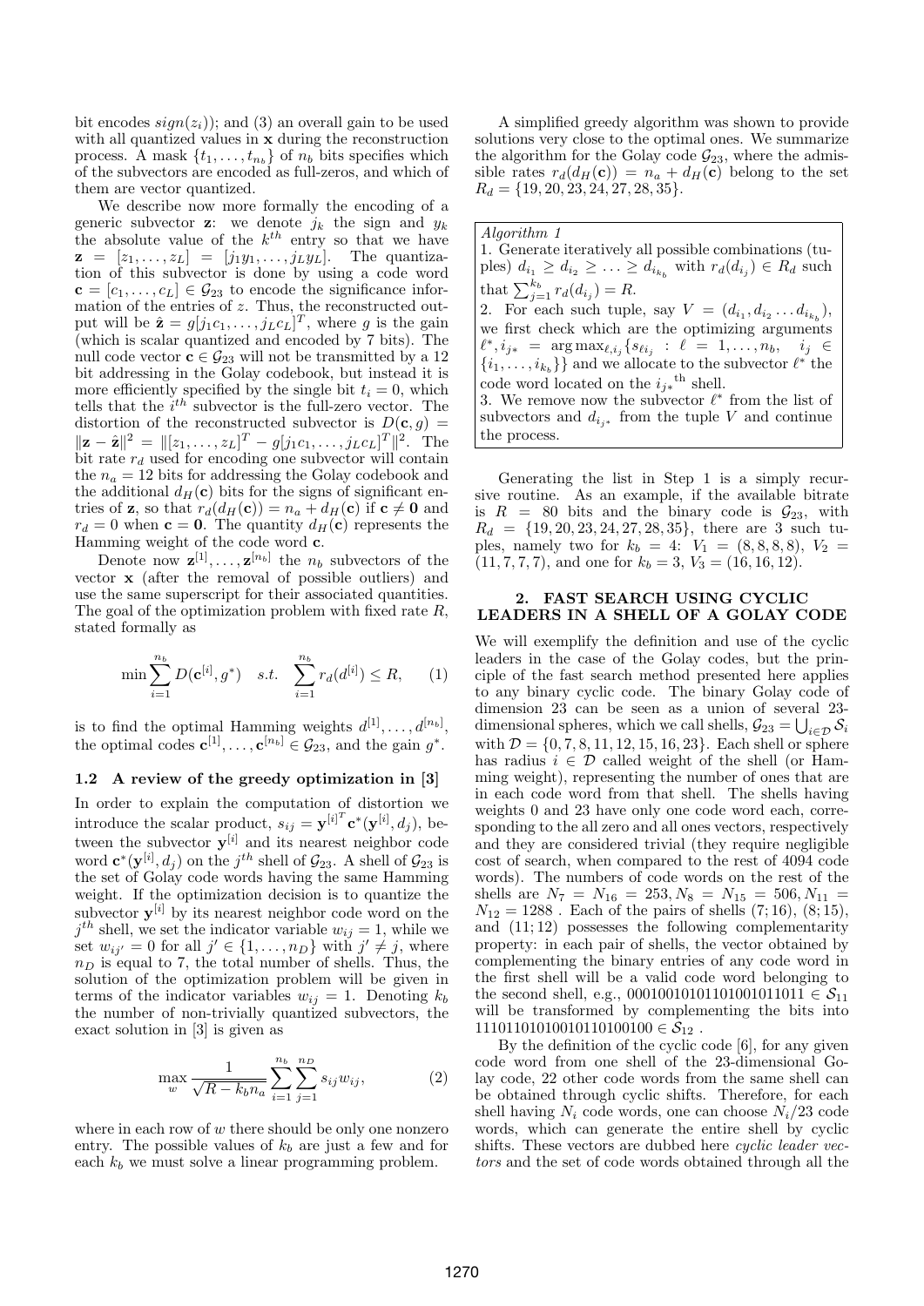bit encodes $sign(z_i)$); and (3) an overall gain to be used with all quantized values in $\mathbf{x}$ during the reconstruction process. A mask $\{t_1, \ldots, t_{n_b}\}$ of $n_b$ bits specifies which of the subvectors are encoded as full-zeros, and which of them are vector quantized.

We describe now more formally the encoding of a generic subvector $\mathbf{z}$: we denote $j_k$ the sign and $y_k$ the absolute value of the $k^{th}$ entry so that we have $\mathbf{z} = [z_1, \ldots, z_L] = [j_1 y_1, \ldots, j_L y_L]$. The quantization of this subvector is done by using a code word $\mathbf{c} = [c_1, \ldots, c_L] \in \mathcal{G}_{23}$ to encode the significance information of the entries of $z$. Thus, the reconstructed output will be $\hat{\mathbf{z}} = g[j_1 c_1, \ldots, j_L c_L]^T$, where $g$ is the gain (which is scalar quantized and encoded by 7 bits). The null code vector $\mathbf{c} \in \mathcal{G}_{23}$ will not be transmitted by a 12 bit addressing in the Golay codebook, but instead it is more efficiently specified by the single bit $t_i = 0$, which tells that the $i^{th}$ subvector is the full-zero vector. The distortion of the reconstructed subvector is $D(\mathbf{c}, g) = \|\mathbf{z} - \hat{\mathbf{z}}\|^2 = \|[z_1, \ldots, z_L]^T - g[j_1 c_1, \ldots, j_L c_L]^T\|^2$. The bit rate $r_d$ used for encoding one subvector will contain the $n_a = 12$ bits for addressing the Golay codebook and the additional $d_H(\mathbf{c})$ bits for the signs of significant entries of $\mathbf{z}$, so that $r_d(d_H(\mathbf{c})) = n_a + d_H(\mathbf{c})$ if $\mathbf{c} \neq \mathbf{0}$ and $r_d = 0$ when $\mathbf{c} = \mathbf{0}$. The quantity $d_H(\mathbf{c})$ represents the Hamming weight of the code word $\mathbf{c}$.

Denote now $\mathbf{z}^{[1]}, \ldots, \mathbf{z}^{[n_b]}$ the $n_b$ subvectors of the vector $\mathbf{x}$ (after the removal of possible outliers) and use the same superscript for their associated quantities. The goal of the optimization problem with fixed rate $R$, stated formally as

$$\min \sum_{i=1}^{n_b} D(\mathbf{c}^{[i]}, g^*) \quad s.t. \quad \sum_{i=1}^{n_b} r_d(d^{[i]}) \leq R, \qquad (1)$$

is to find the optimal Hamming weights $d^{[1]}, \ldots, d^{[n_b]}$, the optimal codes $\mathbf{c}^{[1]}, \ldots, \mathbf{c}^{[n_b]} \in \mathcal{G}_{23}$, and the gain $g^*$.

### 1.2 A review of the greedy optimization in [3]

In order to explain the computation of distortion we introduce the scalar product, $s_{ij} = \mathbf{y}^{[i]^T} \mathbf{c}^*(\mathbf{y}^{[i]}, d_j)$, between the subvector $\mathbf{y}^{[i]}$ and its nearest neighbor code word $\mathbf{c}^*(\mathbf{y}^{[i]}, d_j)$ on the $j^{th}$ shell of $\mathcal{G}_{23}$. A shell of $\mathcal{G}_{23}$ is the set of Golay code words having the same Hamming weight. If the optimization decision is to quantize the subvector $\mathbf{y}^{[i]}$ by its nearest neighbor code word on the $j^{th}$ shell, we set the indicator variable $w_{ij} = 1$, while we set $w_{ij'} = 0$ for all $j' \in \{1, \ldots, n_D\}$ with $j' \neq j$, where $n_D$ is equal to 7, the total number of shells. Thus, the solution of the optimization problem will be given in terms of the indicator variables $w_{ij} = 1$. Denoting $k_b$ the number of non-trivially quantized subvectors, the exact solution in [3] is given as

$$\max_{w} \frac{1}{\sqrt{R - k_b n_a}} \sum_{i=1}^{n_b} \sum_{j=1}^{n_D} s_{ij} w_{ij}, \qquad (2)$$

where in each row of $w$ there should be only one nonzero entry. The possible values of $k_b$ are just a few and for each $k_b$ we must solve a linear programming problem.

A simplified greedy algorithm was shown to provide solutions very close to the optimal ones. We summarize the algorithm for the Golay code $\mathcal{G}_{23}$, where the admissible rates $r_d(d_H(\mathbf{c})) = n_a + d_H(\mathbf{c})$ belong to the set $R_d = \{19, 20, 23, 24, 27, 28, 35\}$.

*Algorithm 1*

1. Generate iteratively all possible combinations (tuples) $d_{i_1} \geq d_{i_2} \geq \ldots \geq d_{i_{k_b}}$ with $r_d(d_{i_j}) \in R_d$ such that $\sum_{j=1}^{k_b} r_d(d_{i_j}) = R$.
2. For each such tuple, say $V = (d_{i_1}, d_{i_2} \ldots d_{i_{k_b}})$, we first check which are the optimizing arguments $\ell^*, i_{j^*} = \arg\max_{\ell, i_j} \{s_{\ell i_j} : \ell = 1, \ldots, n_b, \quad i_j \in \{i_1, \ldots, i_{k_b}\}\}$ and we allocate to the subvector $\ell^*$ the code word located on the $i_{j^*}{}^{\text{th}}$ shell.
3. We remove now the subvector $\ell^*$ from the list of subvectors and $d_{i_{j^*}}$ from the tuple $V$ and continue the process.

Generating the list in Step 1 is a simply recursive routine. As an example, if the available bitrate is $R = 80$ bits and the binary code is $\mathcal{G}_{23}$, with $R_d = \{19, 20, 23, 24, 27, 28, 35\}$, there are 3 such tuples, namely two for $k_b = 4$: $V_1 = (8, 8, 8, 8)$, $V_2 = (11, 7, 7, 7)$, and one for $k_b = 3$, $V_3 = (16, 16, 12)$.

## 2. FAST SEARCH USING CYCLIC LEADERS IN A SHELL OF A GOLAY CODE

We will exemplify the definition and use of the cyclic leaders in the case of the Golay codes, but the principle of the fast search method presented here applies to any binary cyclic code. The binary Golay code of dimension 23 can be seen as a union of several 23-dimensional spheres, which we call shells, $\mathcal{G}_{23} = \bigcup_{i \in \mathcal{D}} \mathcal{S}_i$ with $\mathcal{D} = \{0, 7, 8, 11, 12, 15, 16, 23\}$. Each shell or sphere has radius $i \in \mathcal{D}$ called weight of the shell (or Hamming weight), representing the number of ones that are in each code word from that shell. The shells having weights 0 and 23 have only one code word each, corresponding to the all zero and all ones vectors, respectively and they are considered trivial (they require negligible cost of search, when compared to the rest of 4094 code words). The numbers of code words on the rest of the shells are $N_7 = N_{16} = 253, N_8 = N_{15} = 506, N_{11} = N_{12} = 1288$ . Each of the pairs of shells (7; 16), (8; 15), and (11; 12) possesses the following complementarity property: in each pair of shells, the vector obtained by complementing the binary entries of any code word in the first shell will be a valid code word belonging to the second shell, e.g., $00010010101101001011011 \in \mathcal{S}_{11}$ will be transformed by complementing the bits into $11101101010010110100100 \in \mathcal{S}_{12}$ .

By the definition of the cyclic code [6], for any given code word from one shell of the 23-dimensional Golay code, 22 other code words from the same shell can be obtained through cyclic shifts. Therefore, for each shell having $N_i$ code words, one can choose $N_i/23$ code words, which can generate the entire shell by cyclic shifts. These vectors are dubbed here *cyclic leader vectors* and the set of code words obtained through all the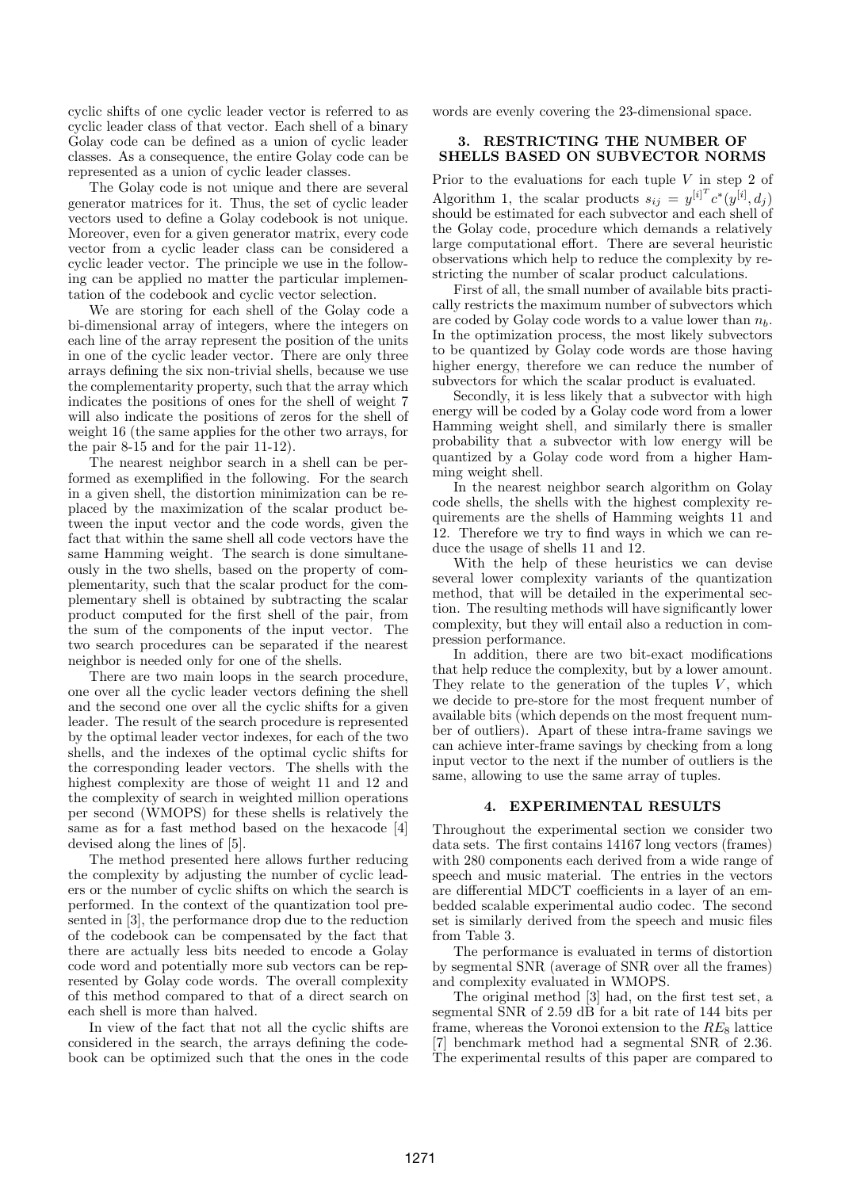cyclic shifts of one cyclic leader vector is referred to as cyclic leader class of that vector. Each shell of a binary Golay code can be defined as a union of cyclic leader classes. As a consequence, the entire Golay code can be represented as a union of cyclic leader classes.

The Golay code is not unique and there are several generator matrices for it. Thus, the set of cyclic leader vectors used to define a Golay codebook is not unique. Moreover, even for a given generator matrix, every code vector from a cyclic leader class can be considered a cyclic leader vector. The principle we use in the following can be applied no matter the particular implementation of the codebook and cyclic vector selection.

We are storing for each shell of the Golay code a bi-dimensional array of integers, where the integers on each line of the array represent the position of the units in one of the cyclic leader vector. There are only three arrays defining the six non-trivial shells, because we use the complementarity property, such that the array which indicates the positions of ones for the shell of weight 7 will also indicate the positions of zeros for the shell of weight 16 (the same applies for the other two arrays, for the pair 8-15 and for the pair 11-12).

The nearest neighbor search in a shell can be performed as exemplified in the following. For the search in a given shell, the distortion minimization can be replaced by the maximization of the scalar product between the input vector and the code words, given the fact that within the same shell all code vectors have the same Hamming weight. The search is done simultaneously in the two shells, based on the property of complementarity, such that the scalar product for the complementary shell is obtained by subtracting the scalar product computed for the first shell of the pair, from the sum of the components of the input vector. The two search procedures can be separated if the nearest neighbor is needed only for one of the shells.

There are two main loops in the search procedure, one over all the cyclic leader vectors defining the shell and the second one over all the cyclic shifts for a given leader. The result of the search procedure is represented by the optimal leader vector indexes, for each of the two shells, and the indexes of the optimal cyclic shifts for the corresponding leader vectors. The shells with the highest complexity are those of weight 11 and 12 and the complexity of search in weighted million operations per second (WMOPS) for these shells is relatively the same as for a fast method based on the hexacode [4] devised along the lines of [5].

The method presented here allows further reducing the complexity by adjusting the number of cyclic leaders or the number of cyclic shifts on which the search is performed. In the context of the quantization tool presented in [3], the performance drop due to the reduction of the codebook can be compensated by the fact that there are actually less bits needed to encode a Golay code word and potentially more sub vectors can be represented by Golay code words. The overall complexity of this method compared to that of a direct search on each shell is more than halved.

In view of the fact that not all the cyclic shifts are considered in the search, the arrays defining the codebook can be optimized such that the ones in the code words are evenly covering the 23-dimensional space.

## 3. RESTRICTING THE NUMBER OF SHELLS BASED ON SUBVECTOR NORMS

Prior to the evaluations for each tuple $V$ in step 2 of Algorithm 1, the scalar products $s_{ij} = {y^{[i]}}^T c^*(y^{[i]}, d_j)$ should be estimated for each subvector and each shell of the Golay code, procedure which demands a relatively large computational effort. There are several heuristic observations which help to reduce the complexity by restricting the number of scalar product calculations.

First of all, the small number of available bits practically restricts the maximum number of subvectors which are coded by Golay code words to a value lower than $n_b$. In the optimization process, the most likely subvectors to be quantized by Golay code words are those having higher energy, therefore we can reduce the number of subvectors for which the scalar product is evaluated.

Secondly, it is less likely that a subvector with high energy will be coded by a Golay code word from a lower Hamming weight shell, and similarly there is smaller probability that a subvector with low energy will be quantized by a Golay code word from a higher Hamming weight shell.

In the nearest neighbor search algorithm on Golay code shells, the shells with the highest complexity requirements are the shells of Hamming weights 11 and 12. Therefore we try to find ways in which we can reduce the usage of shells 11 and 12.

With the help of these heuristics we can devise several lower complexity variants of the quantization method, that will be detailed in the experimental section. The resulting methods will have significantly lower complexity, but they will entail also a reduction in compression performance.

In addition, there are two bit-exact modifications that help reduce the complexity, but by a lower amount. They relate to the generation of the tuples $V$, which we decide to pre-store for the most frequent number of available bits (which depends on the most frequent number of outliers). Apart of these intra-frame savings we can achieve inter-frame savings by checking from a long input vector to the next if the number of outliers is the same, allowing to use the same array of tuples.

## 4. EXPERIMENTAL RESULTS

Throughout the experimental section we consider two data sets. The first contains 14167 long vectors (frames) with 280 components each derived from a wide range of speech and music material. The entries in the vectors are differential MDCT coefficients in a layer of an embedded scalable experimental audio codec. The second set is similarly derived from the speech and music files from Table 3.

The performance is evaluated in terms of distortion by segmental SNR (average of SNR over all the frames) and complexity evaluated in WMOPS.

The original method [3] had, on the first test set, a segmental SNR of 2.59 dB for a bit rate of 144 bits per frame, whereas the Voronoi extension to the $RE_8$ lattice [7] benchmark method had a segmental SNR of 2.36. The experimental results of this paper are compared to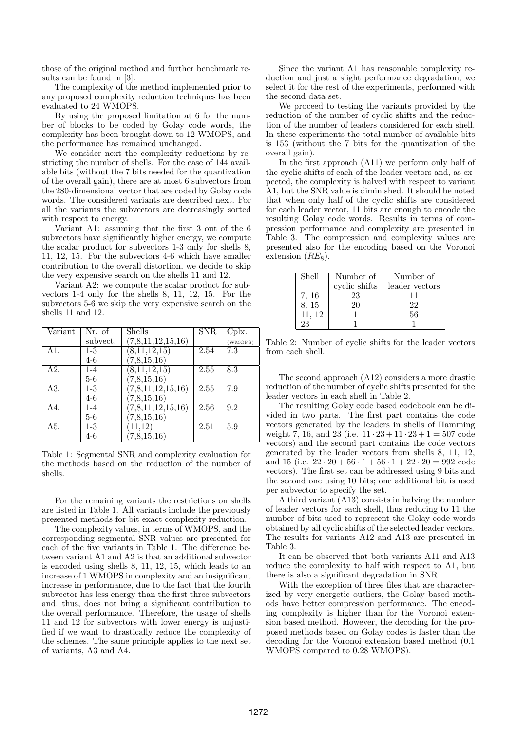those of the original method and further benchmark results can be found in [3].

The complexity of the method implemented prior to any proposed complexity reduction techniques has been evaluated to 24 WMOPS.

By using the proposed limitation at 6 for the number of blocks to be coded by Golay code words, the complexity has been brought down to 12 WMOPS, and the performance has remained unchanged.

We consider next the complexity reductions by restricting the number of shells. For the case of 144 available bits (without the 7 bits needed for the quantization of the overall gain), there are at most 6 subvectors from the 280-dimensional vector that are coded by Golay code words. The considered variants are described next. For all the variants the subvectors are decreasingly sorted with respect to energy.

Variant A1: assuming that the first 3 out of the 6 subvectors have significantly higher energy, we compute the scalar product for subvectors 1-3 only for shells 8, 11, 12, 15. For the subvectors 4-6 which have smaller contribution to the overall distortion, we decide to skip the very expensive search on the shells 11 and 12.

Variant A2: we compute the scalar product for subvectors 1-4 only for the shells 8, 11, 12, 15. For the subvectors 5-6 we skip the very expensive search on the shells 11 and 12.

| Variant | Nr. of subvect. | Shells (7,8,11,12,15,16) | SNR | Cplx. (WMOPS) |
|---|---|---|---|---|
| A1. | 1-3 | (8,11,12,15) | 2.54 | 7.3 |
| | 4-6 | (7,8,15,16) | | |
| A2. | 1-4 | (8,11,12,15) | 2.55 | 8.3 |
| | 5-6 | (7,8,15,16) | | |
| A3. | 1-3 | (7,8,11,12,15,16) | 2.55 | 7.9 |
| | 4-6 | (7,8,15,16) | | |
| A4. | 1-4 | (7,8,11,12,15,16) | 2.56 | 9.2 |
| | 5-6 | (7,8,15,16) | | |
| A5. | 1-3 | (11,12) | 2.51 | 5.9 |
| | 4-6 | (7,8,15,16) | | |

Table 1: Segmental SNR and complexity evaluation for the methods based on the reduction of the number of shells.

For the remaining variants the restrictions on shells are listed in Table 1. All variants include the previously presented methods for bit exact complexity reduction.

The complexity values, in terms of WMOPS, and the corresponding segmental SNR values are presented for each of the five variants in Table 1. The difference between variant A1 and A2 is that an additional subvector is encoded using shells 8, 11, 12, 15, which leads to an increase of 1 WMOPS in complexity and an insignificant increase in performance, due to the fact that the fourth subvector has less energy than the first three subvectors and, thus, does not bring a significant contribution to the overall performance. Therefore, the usage of shells 11 and 12 for subvectors with lower energy is unjustified if we want to drastically reduce the complexity of the schemes. The same principle applies to the next set of variants, A3 and A4.

Since the variant A1 has reasonable complexity reduction and just a slight performance degradation, we select it for the rest of the experiments, performed with the second data set.

We proceed to testing the variants provided by the reduction of the number of cyclic shifts and the reduction of the number of leaders considered for each shell. In these experiments the total number of available bits is 153 (without the 7 bits for the quantization of the overall gain).

In the first approach (A11) we perform only half of the cyclic shifts of each of the leader vectors and, as expected, the complexity is halved with respect to variant A1, but the SNR value is diminished. It should be noted that when only half of the cyclic shifts are considered for each leader vector, 11 bits are enough to encode the resulting Golay code words. Results in terms of compression performance and complexity are presented in Table 3. The compression and complexity values are presented also for the encoding based on the Voronoi extension ($RE_8$).

| Shell | Number of cyclic shifts | Number of leader vectors |
|---|---|---|
| 7, 16 | 23 | 11 |
| 8, 15 | 20 | 22 |
| 11, 12 | 1 | 56 |
| 23 | 1 | 1 |

Table 2: Number of cyclic shifts for the leader vectors from each shell.

The second approach (A12) considers a more drastic reduction of the number of cyclic shifts presented for the leader vectors in each shell in Table 2.

The resulting Golay code based codebook can be divided in two parts. The first part contains the code vectors generated by the leaders in shells of Hamming weight 7, 16, and 23 (i.e. $11 \cdot 23 + 11 \cdot 23 + 1 = 507$ code vectors) and the second part contains the code vectors generated by the leader vectors from shells 8, 11, 12, and 15 (i.e. $22 \cdot 20 + 56 \cdot 1 + 56 \cdot 1 + 22 \cdot 20 = 992$ code vectors). The first set can be addressed using 9 bits and the second one using 10 bits; one additional bit is used per subvector to specify the set.

A third variant (A13) consists in halving the number of leader vectors for each shell, thus reducing to 11 the number of bits used to represent the Golay code words obtained by all cyclic shifts of the selected leader vectors. The results for variants A12 and A13 are presented in Table 3.

It can be observed that both variants A11 and A13 reduce the complexity to half with respect to A1, but there is also a significant degradation in SNR.

With the exception of three files that are characterized by very energetic outliers, the Golay based methods have better compression performance. The encoding complexity is higher than for the Voronoi extension based method. However, the decoding for the proposed methods based on Golay codes is faster than the decoding for the Voronoi extension based method (0.1 WMOPS compared to 0.28 WMOPS).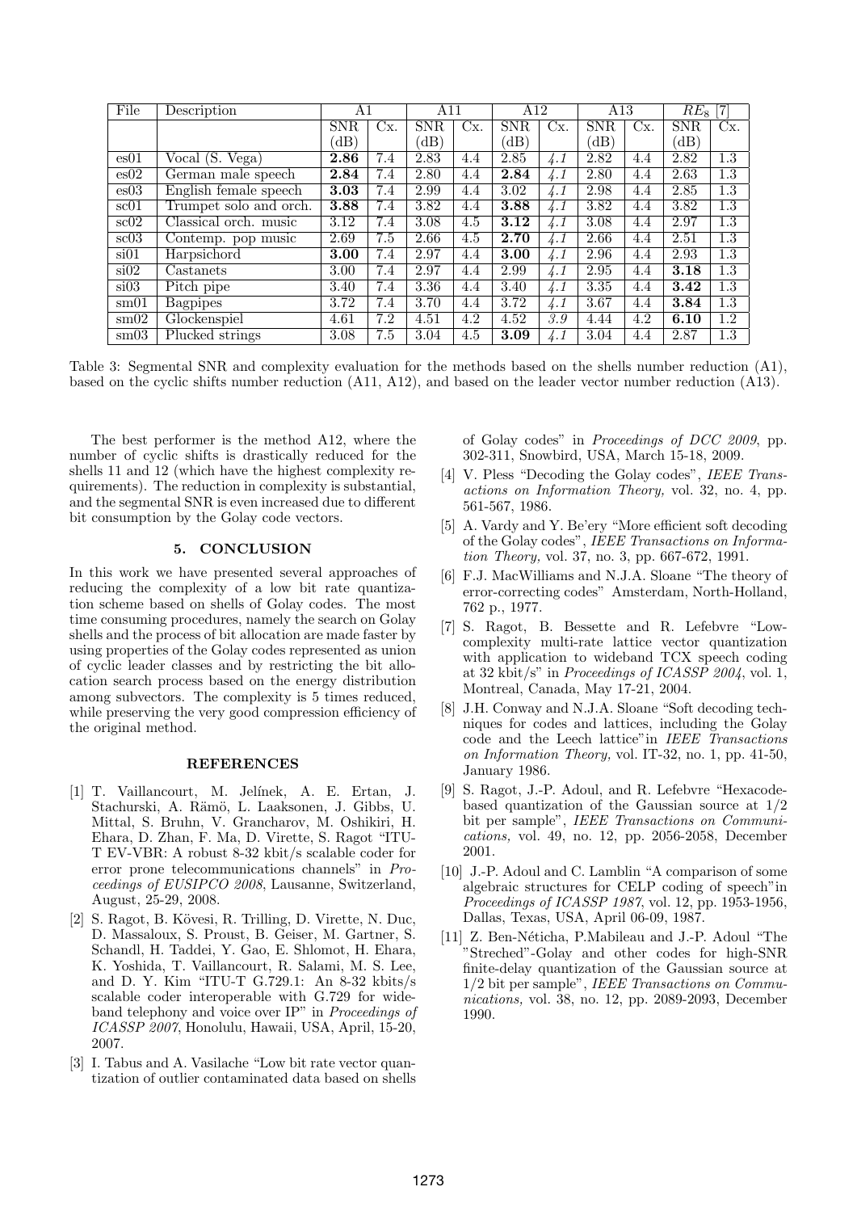| File | Description | A1 | | A11 | | A12 | | A13 | | $RE_8$ [7] | |
|---|---|---|---|---|---|---|---|---|---|---|---|
| | | SNR (dB) | Cx. | SNR (dB) | Cx. | SNR (dB) | Cx. | SNR (dB) | Cx. | SNR (dB) | Cx. |
| es01 | Vocal (S. Vega) | **2.86** | 7.4 | 2.83 | 4.4 | 2.85 | *4.1* | 2.82 | 4.4 | 2.82 | 1.3 |
| es02 | German male speech | **2.84** | 7.4 | 2.80 | 4.4 | **2.84** | *4.1* | 2.80 | 4.4 | 2.63 | 1.3 |
| es03 | English female speech | **3.03** | 7.4 | 2.99 | 4.4 | 3.02 | *4.1* | 2.98 | 4.4 | 2.85 | 1.3 |
| sc01 | Trumpet solo and orch. | **3.88** | 7.4 | 3.82 | 4.4 | **3.88** | *4.1* | 3.82 | 4.4 | 3.82 | 1.3 |
| sc02 | Classical orch. music | 3.12 | 7.4 | 3.08 | 4.5 | **3.12** | *4.1* | 3.08 | 4.4 | 2.97 | 1.3 |
| sc03 | Contemp. pop music | 2.69 | 7.5 | 2.66 | 4.5 | **2.70** | *4.1* | 2.66 | 4.4 | 2.51 | 1.3 |
| si01 | Harpsichord | **3.00** | 7.4 | 2.97 | 4.4 | **3.00** | *4.1* | 2.96 | 4.4 | 2.93 | 1.3 |
| si02 | Castanets | 3.00 | 7.4 | 2.97 | 4.4 | 2.99 | *4.1* | 2.95 | 4.4 | **3.18** | 1.3 |
| si03 | Pitch pipe | 3.40 | 7.4 | 3.36 | 4.4 | 3.40 | *4.1* | 3.35 | 4.4 | **3.42** | 1.3 |
| sm01 | Bagpipes | 3.72 | 7.4 | 3.70 | 4.4 | 3.72 | *4.1* | 3.67 | 4.4 | **3.84** | 1.3 |
| sm02 | Glockenspiel | 4.61 | 7.2 | 4.51 | 4.2 | 4.52 | *3.9* | 4.44 | 4.2 | **6.10** | 1.2 |
| sm03 | Plucked strings | 3.08 | 7.5 | 3.04 | 4.5 | **3.09** | *4.1* | 3.04 | 4.4 | 2.87 | 1.3 |

Table 3: Segmental SNR and complexity evaluation for the methods based on the shells number reduction (A1), based on the cyclic shifts number reduction (A11, A12), and based on the leader vector number reduction (A13).

The best performer is the method A12, where the number of cyclic shifts is drastically reduced for the shells 11 and 12 (which have the highest complexity requirements). The reduction in complexity is substantial, and the segmental SNR is even increased due to different bit consumption by the Golay code vectors.

## 5. CONCLUSION

In this work we have presented several approaches of reducing the complexity of a low bit rate quantization scheme based on shells of Golay codes. The most time consuming procedures, namely the search on Golay shells and the process of bit allocation are made faster by using properties of the Golay codes represented as union of cyclic leader classes and by restricting the bit allocation search process based on the energy distribution among subvectors. The complexity is 5 times reduced, while preserving the very good compression efficiency of the original method.

## REFERENCES

[1] T. Vaillancourt, M. Jelínek, A. E. Ertan, J. Stachurski, A. Rämö, L. Laaksonen, J. Gibbs, U. Mittal, S. Bruhn, V. Grancharov, M. Oshikiri, H. Ehara, D. Zhan, F. Ma, D. Virette, S. Ragot "ITU-T EV-VBR: A robust 8-32 kbit/s scalable coder for error prone telecommunications channels" in *Proceedings of EUSIPCO 2008*, Lausanne, Switzerland, August, 25-29, 2008.

[2] S. Ragot, B. Kövesi, R. Trilling, D. Virette, N. Duc, D. Massaloux, S. Proust, B. Geiser, M. Gartner, S. Schandl, H. Taddei, Y. Gao, E. Shlomot, H. Ehara, K. Yoshida, T. Vaillancourt, R. Salami, M. S. Lee, and D. Y. Kim "ITU-T G.729.1: An 8-32 kbits/s scalable coder interoperable with G.729 for wideband telephony and voice over IP" in *Proceedings of ICASSP 2007*, Honolulu, Hawaii, USA, April, 15-20, 2007.

[3] I. Tabus and A. Vasilache "Low bit rate vector quantization of outlier contaminated data based on shells of Golay codes" in *Proceedings of DCC 2009*, pp. 302-311, Snowbird, USA, March 15-18, 2009.

[4] V. Pless "Decoding the Golay codes", *IEEE Transactions on Information Theory,* vol. 32, no. 4, pp. 561-567, 1986.

[5] A. Vardy and Y. Be'ery "More efficient soft decoding of the Golay codes", *IEEE Transactions on Information Theory,* vol. 37, no. 3, pp. 667-672, 1991.

[6] F.J. MacWilliams and N.J.A. Sloane "The theory of error-correcting codes" Amsterdam, North-Holland, 762 p., 1977.

[7] S. Ragot, B. Bessette and R. Lefebvre "Low-complexity multi-rate lattice vector quantization with application to wideband TCX speech coding at 32 kbit/s" in *Proceedings of ICASSP 2004*, vol. 1, Montreal, Canada, May 17-21, 2004.

[8] J.H. Conway and N.J.A. Sloane "Soft decoding techniques for codes and lattices, including the Golay code and the Leech lattice" in *IEEE Transactions on Information Theory,* vol. IT-32, no. 1, pp. 41-50, January 1986.

[9] S. Ragot, J.-P. Adoul, and R. Lefebvre "Hexacode-based quantization of the Gaussian source at 1/2 bit per sample", *IEEE Transactions on Communications,* vol. 49, no. 12, pp. 2056-2058, December 2001.

[10] J.-P. Adoul and C. Lamblin "A comparison of some algebraic structures for CELP coding of speech" in *Proceedings of ICASSP 1987*, vol. 12, pp. 1953-1956, Dallas, Texas, USA, April 06-09, 1987.

[11] Z. Ben-Néticha, P.Mabileau and J.-P. Adoul "The "Streched"-Golay and other codes for high-SNR finite-delay quantization of the Gaussian source at 1/2 bit per sample", *IEEE Transactions on Communications,* vol. 38, no. 12, pp. 2089-2093, December 1990.